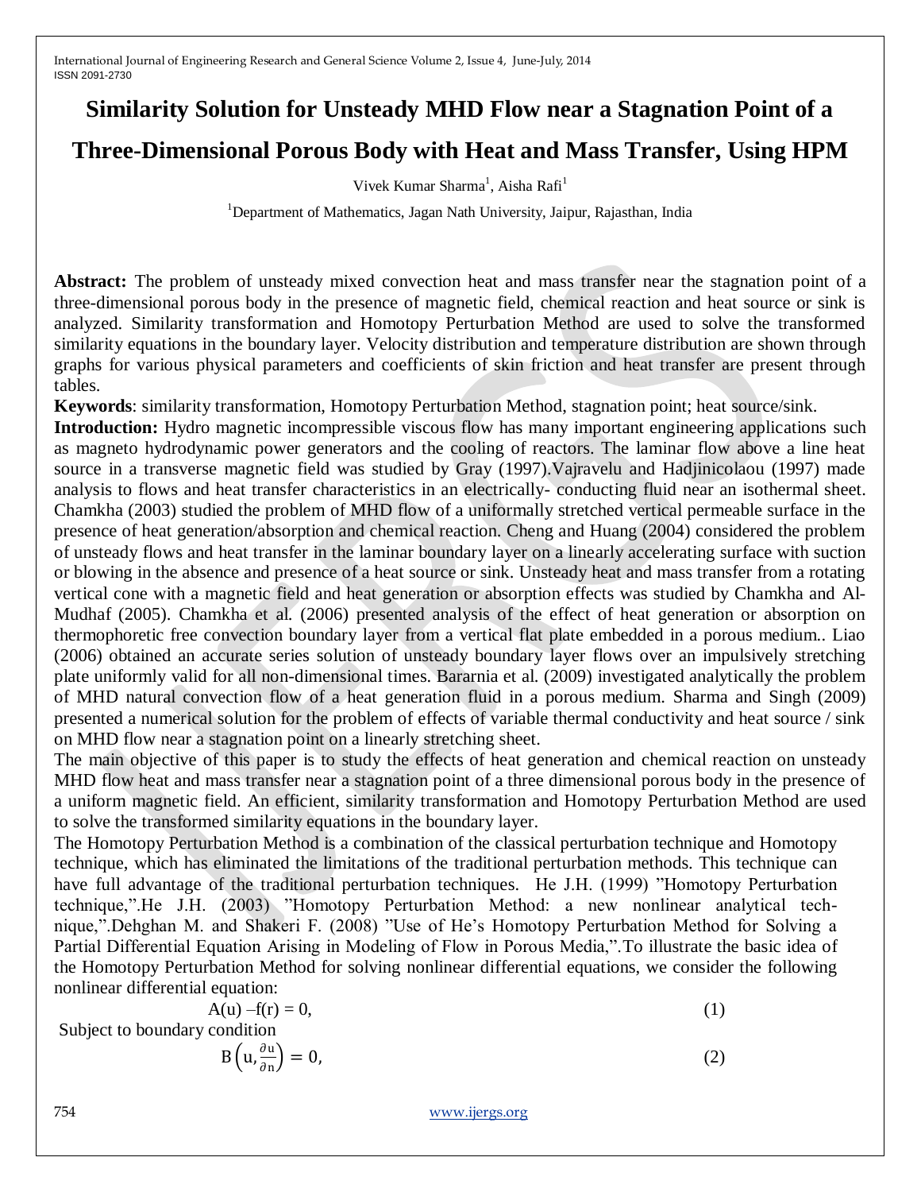# Similarity Solution for Unsteady MHD Flow near a Stagnation Point of a Three-Dimensional Porous Body with Heat and Mass Transfer, Using HPM

Vivek Kumar Sharma[1], Aisha Rafi[1]

[1]Department of Mathematics, Jagan Nath University, Jaipur, Rajasthan, India

**Abstract:** The problem of unsteady mixed convection heat and mass transfer near the stagnation point of a three-dimensional porous body in the presence of magnetic field, chemical reaction and heat source or sink is analyzed. Similarity transformation and Homotopy Perturbation Method are used to solve the transformed similarity equations in the boundary layer. Velocity distribution and temperature distribution are shown through graphs for various physical parameters and coefficients of skin friction and heat transfer are present through tables.

**Keywords**: similarity transformation, Homotopy Perturbation Method, stagnation point; heat source/sink.

**Introduction:** Hydro magnetic incompressible viscous flow has many important engineering applications such as magneto hydrodynamic power generators and the cooling of reactors. The laminar flow above a line heat source in a transverse magnetic field was studied by Gray (1997).Vajravelu and Hadjinicolaou (1997) made analysis to flows and heat transfer characteristics in an electrically- conducting fluid near an isothermal sheet. Chamkha (2003) studied the problem of MHD flow of a uniformly stretched vertical permeable surface in the presence of heat generation/absorption and chemical reaction. Cheng and Huang (2004) considered the problem of unsteady flows and heat transfer in the laminar boundary layer on a linearly accelerating surface with suction or blowing in the absence and presence of a heat source or sink. Unsteady heat and mass transfer from a rotating vertical cone with a magnetic field and heat generation or absorption effects was studied by Chamkha and Al-Mudhaf (2005). Chamkha et al. (2006) presented analysis of the effect of heat generation or absorption on thermophoretic free convection boundary layer from a vertical flat plate embedded in a porous medium.. Liao (2006) obtained an accurate series solution of unsteady boundary layer flows over an impulsively stretching plate uniformly valid for all non-dimensional times. Bararnia et al. (2009) investigated analytically the problem of MHD natural convection flow of a heat generation fluid in a porous medium. Sharma and Singh (2009) presented a numerical solution for the problem of effects of variable thermal conductivity and heat source / sink on MHD flow near a stagnation point on a linearly stretching sheet.

The main objective of this paper is to study the effects of heat generation and chemical reaction on unsteady MHD flow heat and mass transfer near a stagnation point of a three dimensional porous body in the presence of a uniform magnetic field. An efficient, similarity transformation and Homotopy Perturbation Method are used to solve the transformed similarity equations in the boundary layer.

The Homotopy Perturbation Method is a combination of the classical perturbation technique and Homotopy technique, which has eliminated the limitations of the traditional perturbation methods. This technique can have full advantage of the traditional perturbation techniques. He J.H. (1999) "Homotopy Perturbation technique,".He J.H. (2003) "Homotopy Perturbation Method: a new nonlinear analytical technique,".Dehghan M. and Shakeri F. (2008) "Use of He's Homotopy Perturbation Method for Solving a Partial Differential Equation Arising in Modeling of Flow in Porous Media,".To illustrate the basic idea of the Homotopy Perturbation Method for solving nonlinear differential equations, we consider the following nonlinear differential equation:

$$A(u) - f(r) = 0, \tag{1}$$

Subject to boundary condition

$$B\left(u, \frac{\partial u}{\partial n}\right) = 0, \tag{2}$$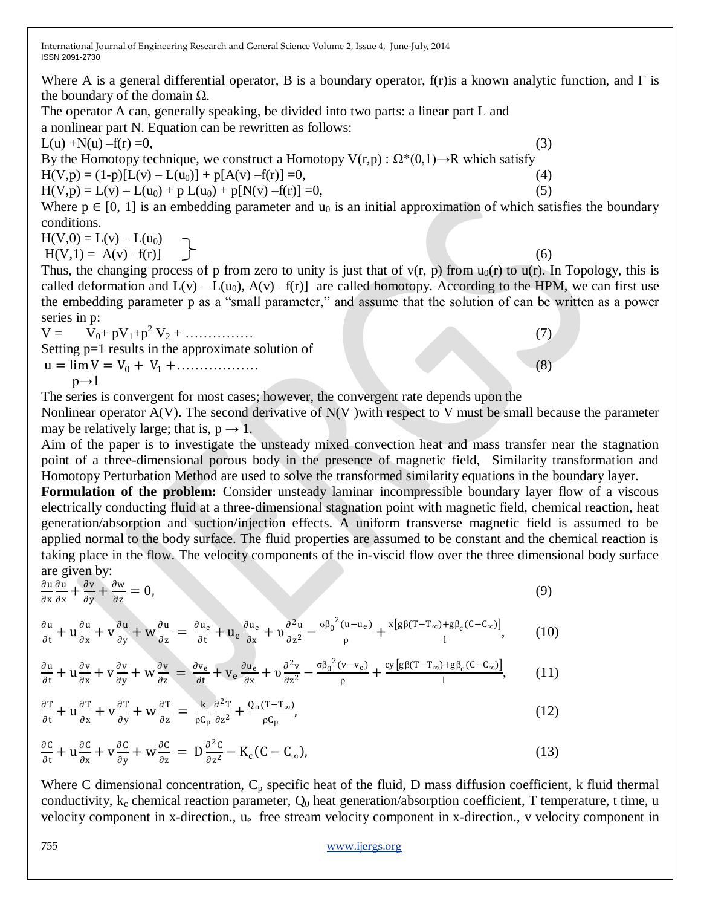Where A is a general differential operator, B is a boundary operator, f(r)is a known analytic function, and Γ is the boundary of the domain Ω.

The operator A can, generally speaking, be divided into two parts: a linear part L and a nonlinear part N. Equation can be rewritten as follows:

$$L(u) + N(u) - f(r) = 0, \tag{3}$$

By the Homotopy technique, we construct a Homotopy $V(r,p) : \Omega^*(0,1) \rightarrow R$ which satisfy

$$H(V,p) = (1-p)[L(v) - L(u_0)] + p[A(v) - f(r)] = 0, \tag{4}$$

$$H(V,p) = L(v) - L(u_0) + p\, L(u_0) + p[N(v) - f(r)] = 0, \tag{5}$$

Where $p \in [0, 1]$ is an embedding parameter and $u_0$ is an initial approximation of which satisfies the boundary conditions.

$$\left.\begin{aligned} H(V,0) &= L(v) - L(u_0) \\ H(V,1) &= A(v) - f(r)] \end{aligned}\right\} \tag{6}$$

Thus, the changing process of p from zero to unity is just that of $v(r, p)$ from $u_0(r)$ to $u(r)$. In Topology, this is called deformation and $L(v) - L(u_0)$, $A(v) - f(r)]$ are called homotopy. According to the HPM, we can first use the embedding parameter p as a "small parameter," and assume that the solution of can be written as a power series in p:

$$V = V_0 + pV_1 + p^2 V_2 + \ldots\ldots\ldots\ldots\ldots \tag{7}$$

Setting p=1 results in the approximate solution of

$$u = \lim_{p \rightarrow 1} V = V_0 + V_1 + \ldots\ldots\ldots\ldots\ldots\ldots \tag{8}$$

The series is convergent for most cases; however, the convergent rate depends upon the Nonlinear operator A(V). The second derivative of N(V )with respect to V must be small because the parameter may be relatively large; that is, $p \rightarrow 1$.

Aim of the paper is to investigate the unsteady mixed convection heat and mass transfer near the stagnation point of a three-dimensional porous body in the presence of magnetic field, Similarity transformation and Homotopy Perturbation Method are used to solve the transformed similarity equations in the boundary layer.

**Formulation of the problem:** Consider unsteady laminar incompressible boundary layer flow of a viscous electrically conducting fluid at a three-dimensional stagnation point with magnetic field, chemical reaction, heat generation/absorption and suction/injection effects. A uniform transverse magnetic field is assumed to be applied normal to the body surface. The fluid properties are assumed to be constant and the chemical reaction is taking place in the flow. The velocity components of the in-viscid flow over the three dimensional body surface are given by:

$$\frac{\partial u}{\partial x}\frac{\partial u}{\partial x} + \frac{\partial v}{\partial y} + \frac{\partial w}{\partial z} = 0, \tag{9}$$

$$\frac{\partial u}{\partial t} + u\frac{\partial u}{\partial x} + v\frac{\partial u}{\partial y} + w\frac{\partial u}{\partial z} = \frac{\partial u_e}{\partial t} + u_e\frac{\partial u_e}{\partial x} + \upsilon\frac{\partial^2 u}{\partial z^2} - \frac{\sigma{\beta_0}^2(u-u_e)}{\rho} + \frac{x\left[g\beta(T-T_\infty)+g\beta_c(C-C_\infty)\right]}{l}, \tag{10}$$

$$\frac{\partial u}{\partial t} + u\frac{\partial v}{\partial x} + v\frac{\partial v}{\partial y} + w\frac{\partial v}{\partial z} = \frac{\partial v_e}{\partial t} + v_e\frac{\partial u_e}{\partial x} + \upsilon\frac{\partial^2 v}{\partial z^2} - \frac{\sigma{\beta_0}^2(v-v_e)}{\rho} + \frac{cy\left[g\beta(T-T_\infty)+g\beta_c(C-C_\infty)\right]}{l}, \tag{11}$$

$$\frac{\partial T}{\partial t} + u\frac{\partial T}{\partial x} + v\frac{\partial T}{\partial y} + w\frac{\partial T}{\partial z} = \frac{k}{\rho C_p}\frac{\partial^2 T}{\partial z^2} + \frac{Q_0(T-T_\infty)}{\rho C_p}, \tag{12}$$

$$\frac{\partial C}{\partial t} + u\frac{\partial C}{\partial x} + v\frac{\partial C}{\partial y} + w\frac{\partial C}{\partial z} = D\frac{\partial^2 C}{\partial z^2} - K_c(C - C_\infty), \tag{13}$$

Where C dimensional concentration, $C_p$ specific heat of the fluid, D mass diffusion coefficient, k fluid thermal conductivity, $k_c$ chemical reaction parameter, $Q_0$ heat generation/absorption coefficient, T temperature, t time, u velocity component in x-direction., $u_e$ free stream velocity component in x-direction., v velocity component in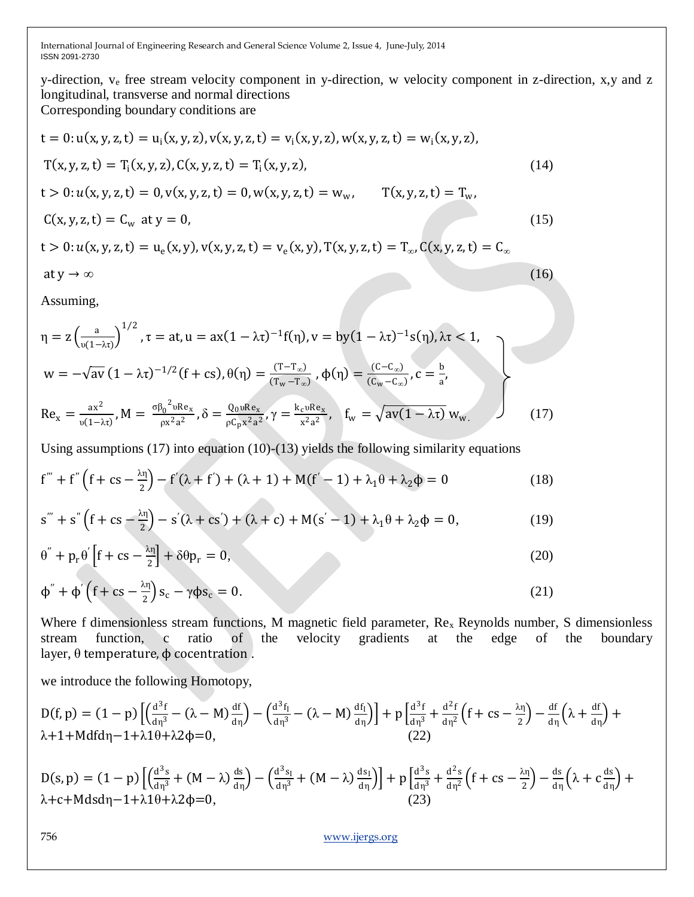y-direction, $v_e$ free stream velocity component in y-direction, w velocity component in z-direction, x,y and z longitudinal, transverse and normal directions

Corresponding boundary conditions are

$$t = 0: u(x, y, z, t) = u_i(x, y, z), v(x, y, z, t) = v_i(x, y, z), w(x, y, z, t) = w_i(x, y, z),$$

$$T(x, y, z, t) = T_i(x, y, z), C(x, y, z, t) = T_i(x, y, z), \tag{14}$$

$$t > 0: u(x, y, z, t) = 0, v(x, y, z, t) = 0, w(x, y, z, t) = w_w, \quad T(x, y, z, t) = T_w,$$

$$C(x, y, z, t) = C_w \text{ at } y = 0, \tag{15}$$

$$t > 0: u(x, y, z, t) = u_e(x, y), v(x, y, z, t) = v_e(x, y), T(x, y, z, t) = T_\infty, C(x, y, z, t) = C_\infty$$

$$\text{at } y \to \infty \tag{16}$$

Assuming,

$$\left.\begin{aligned}
&\eta = z\left(\frac{a}{\upsilon(1-\lambda\tau)}\right)^{1/2}, \tau = at, u = ax(1-\lambda\tau)^{-1}f(\eta), v = by(1-\lambda\tau)^{-1}s(\eta), \lambda\tau < 1,\\
&w = -\sqrt{a\upsilon}\,(1-\lambda\tau)^{-1/2}(f + cs), \theta(\eta) = \frac{(T - T_\infty)}{(T_w - T_\infty)}, \phi(\eta) = \frac{(C - C_\infty)}{(C_w - C_\infty)}, c = \frac{b}{a},\\
&Re_x = \frac{ax^2}{\upsilon(1-\lambda\tau)}, M = \frac{\sigma{\beta_0}^2\upsilon Re_x}{\rho x^2 a^2}, \delta = \frac{Q_0\upsilon Re_x}{\rho C_p x^2 a^2}, \gamma = \frac{k_c\upsilon Re_x}{x^2a^2}, \quad f_w = \sqrt{a\upsilon(1-\lambda\tau)}\,w_w.
\end{aligned}\right\} \tag{17}$$

Using assumptions (17) into equation (10)-(13) yields the following similarity equations

$$f''' + f''\left(f + cs - \frac{\lambda\eta}{2}\right) - f'(\lambda + f') + (\lambda + 1) + M(f' - 1) + \lambda_1\theta + \lambda_2\phi = 0 \tag{18}$$

$$s''' + s''\left(f + cs - \frac{\lambda\eta}{2}\right) - s'(\lambda + cs') + (\lambda + c) + M(s' - 1) + \lambda_1\theta + \lambda_2\phi = 0, \tag{19}$$

$$\theta'' + p_r\theta'\left[f + cs - \frac{\lambda\eta}{2}\right] + \delta\theta p_r = 0, \tag{20}$$

$$\phi'' + \phi'\left(f + cs - \frac{\lambda\eta}{2}\right)s_c - \gamma\phi s_c = 0. \tag{21}$$

Where f dimensionless stream functions, M magnetic field parameter, $Re_x$ Reynolds number, S dimensionless stream function, c ratio of the velocity gradients at the edge of the boundary layer, θ temperature, ϕ cocentration .

we introduce the following Homotopy,

$$D(f,p) = (1-p)\left[\left(\frac{d^3f}{d\eta^3} - (\lambda - M)\frac{df}{d\eta}\right) - \left(\frac{d^3f_I}{d\eta^3} - (\lambda - M)\frac{df_I}{d\eta}\right)\right] + p\left[\frac{d^3f}{d\eta^3} + \frac{d^2f}{d\eta^2}\left(f + cs - \frac{\lambda\eta}{2}\right) - \frac{df}{d\eta}\left(\lambda + \frac{df}{d\eta}\right) + \lambda + 1 + M\left(\frac{df}{d\eta} - 1\right) + \lambda_1\theta + \lambda_2\phi\right] = 0, \tag{22}$$

$$D(s,p) = (1-p)\left[\left(\frac{d^3s}{d\eta^3} + (M - \lambda)\frac{ds}{d\eta}\right) - \left(\frac{d^3s_I}{d\eta^3} + (M - \lambda)\frac{ds_I}{d\eta}\right)\right] + p\left[\frac{d^3s}{d\eta^3} + \frac{d^2s}{d\eta^2}\left(f + cs - \frac{\lambda\eta}{2}\right) - \frac{ds}{d\eta}\left(\lambda + c\frac{ds}{d\eta}\right) + \lambda + c + M\left(\frac{ds}{d\eta} - 1\right) + \lambda_1\theta + \lambda_2\phi\right] = 0, \tag{23}$$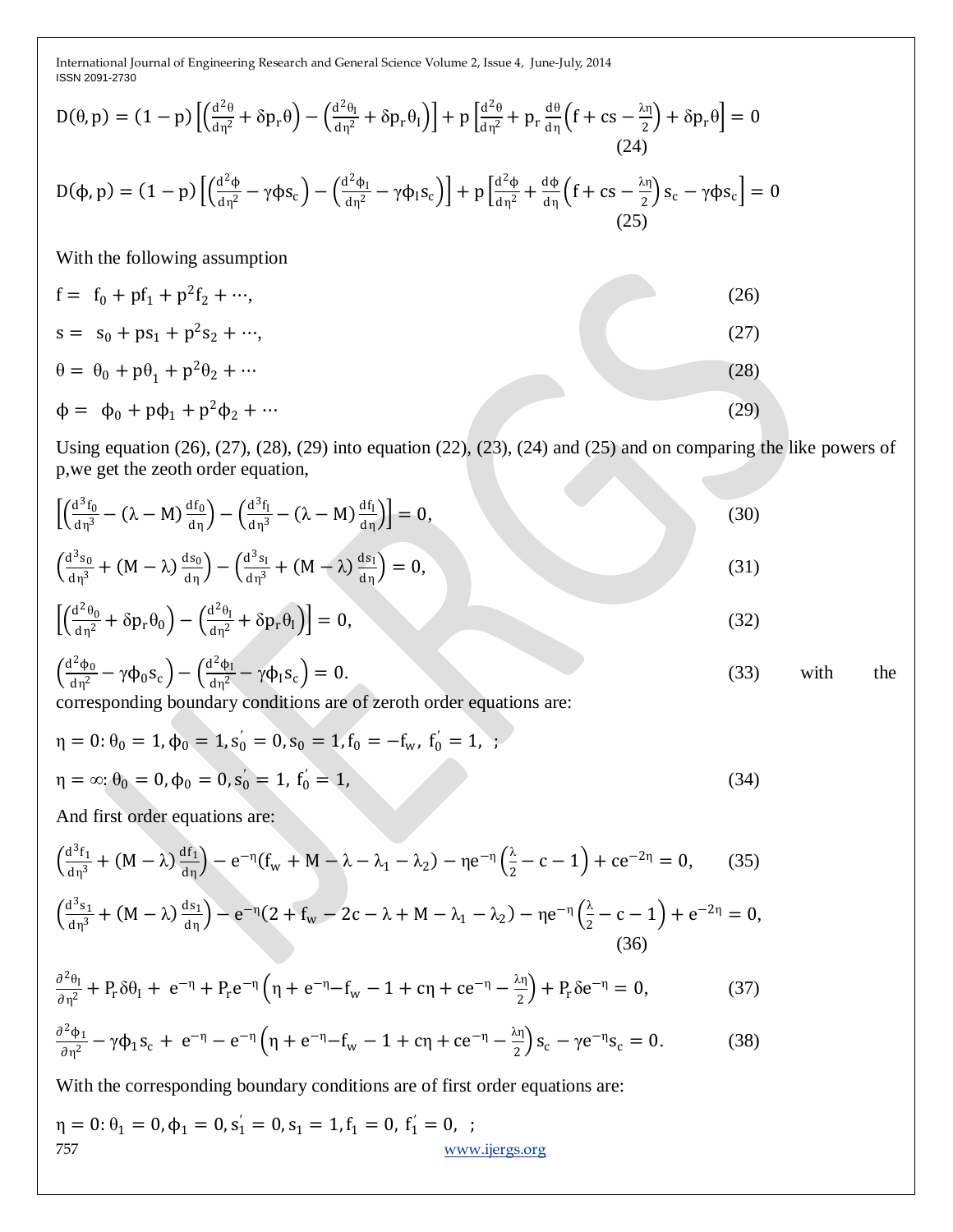$$D(\theta, p) = (1-p)\left[\left(\frac{d^2\theta}{d\eta^2} + \delta p_r \theta\right) - \left(\frac{d^2\theta_I}{d\eta^2} + \delta p_r \theta_I\right)\right] + p\left[\frac{d^2\theta}{d\eta^2} + p_r \frac{d\theta}{d\eta}\left(f + cs - \frac{\lambda\eta}{2}\right) + \delta p_r \theta\right] = 0 \tag{24}$$

$$D(\phi, p) = (1-p)\left[\left(\frac{d^2\phi}{d\eta^2} - \gamma\phi s_c\right) - \left(\frac{d^2\phi_I}{d\eta^2} - \gamma\phi_I s_c\right)\right] + p\left[\frac{d^2\phi}{d\eta^2} + \frac{d\phi}{d\eta}\left(f + cs - \frac{\lambda\eta}{2}\right)s_c - \gamma\phi s_c\right] = 0 \tag{25}$$

With the following assumption

$$f = f_0 + pf_1 + p^2 f_2 + \cdots, \tag{26}$$

$$s = s_0 + ps_1 + p^2 s_2 + \cdots, \tag{27}$$

$$\theta = \theta_0 + p\theta_1 + p^2\theta_2 + \cdots \tag{28}$$

$$\phi = \phi_0 + p\phi_1 + p^2\phi_2 + \cdots \tag{29}$$

Using equation (26), (27), (28), (29) into equation (22), (23), (24) and (25) and on comparing the like powers of p,we get the zeoth order equation,

$$\left[\left(\frac{d^3 f_0}{d\eta^3} - (\lambda - M)\frac{df_0}{d\eta}\right) - \left(\frac{d^3 f_I}{d\eta^3} - (\lambda - M)\frac{df_I}{d\eta}\right)\right] = 0, \tag{30}$$

$$\left(\frac{d^3 s_0}{d\eta^3} + (M - \lambda)\frac{ds_0}{d\eta}\right) - \left(\frac{d^3 s_I}{d\eta^3} + (M - \lambda)\frac{ds_I}{d\eta}\right) = 0, \tag{31}$$

$$\left[\left(\frac{d^2\theta_0}{d\eta^2} + \delta p_r \theta_0\right) - \left(\frac{d^2\theta_I}{d\eta^2} + \delta p_r \theta_I\right)\right] = 0, \tag{32}$$

$$\left(\frac{d^2\phi_0}{d\eta^2} - \gamma\phi_0 s_c\right) - \left(\frac{d^2\phi_I}{d\eta^2} - \gamma\phi_I s_c\right) = 0. \tag{33}$$

with the corresponding boundary conditions are of zeroth order equations are:

$$\eta = 0: \theta_0 = 1, \phi_0 = 1, s_0' = 0, s_0 = 1, f_0 = -f_w, f_0' = 1, ;$$

$$\eta = \infty: \theta_0 = 0, \phi_0 = 0, s_0' = 1, f_0' = 1, \tag{34}$$

And first order equations are:

$$\left(\frac{d^3 f_1}{d\eta^3} + (M - \lambda)\frac{df_1}{d\eta}\right) - e^{-\eta}(f_w + M - \lambda - \lambda_1 - \lambda_2) - \eta e^{-\eta}\left(\frac{\lambda}{2} - c - 1\right) + ce^{-2\eta} = 0, \tag{35}$$

$$\left(\frac{d^3 s_1}{d\eta^3} + (M - \lambda)\frac{ds_1}{d\eta}\right) - e^{-\eta}(2 + f_w - 2c - \lambda + M - \lambda_1 - \lambda_2) - \eta e^{-\eta}\left(\frac{\lambda}{2} - c - 1\right) + e^{-2\eta} = 0, \tag{36}$$

$$\frac{\partial^2\theta_I}{\partial\eta^2} + P_r\delta\theta_I + e^{-\eta} + P_r e^{-\eta}\left(\eta + e^{-\eta} - f_w - 1 + c\eta + ce^{-\eta} - \frac{\lambda\eta}{2}\right) + P_r\delta e^{-\eta} = 0, \tag{37}$$

$$\frac{\partial^2\phi_1}{\partial\eta^2} - \gamma\phi_1 s_c + e^{-\eta} - e^{-\eta}\left(\eta + e^{-\eta} - f_w - 1 + c\eta + ce^{-\eta} - \frac{\lambda\eta}{2}\right)s_c - \gamma e^{-\eta}s_c = 0. \tag{38}$$

With the corresponding boundary conditions are of first order equations are:

$$\eta = 0: \theta_1 = 0, \phi_1 = 0, s_1' = 0, s_1 = 1, f_1 = 0, f_1' = 0, ;$$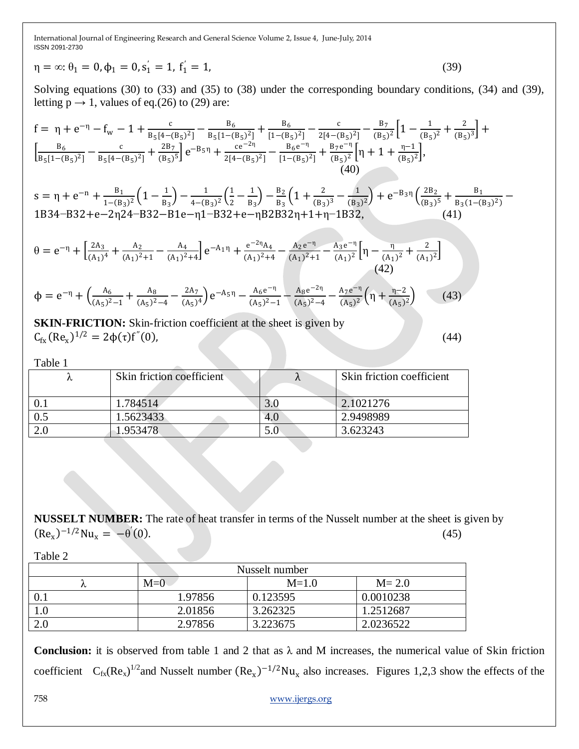$$\eta = \infty: \theta_1 = 0, \phi_1 = 0, s_1^{'} = 1,\ f_1^{'} = 1, \tag{39}$$

Solving equations (30) to (33) and (35) to (38) under the corresponding boundary conditions, (34) and (39), letting $p \to 1$, values of eq.(26) to (29) are:

$$f = \eta + e^{-\eta} - f_w - 1 + \frac{c}{B_5[4-(B_5)^2]} - \frac{B_6}{B_5[1-(B_5)^2]} + \frac{B_6}{[1-(B_5)^2]} - \frac{c}{2[4-(B_5)^2]} - \frac{B_7}{(B_5)^2}\left[1 - \frac{1}{(B_5)^2} + \frac{2}{(B_5)^3}\right] + \left[\frac{B_6}{B_5[1-(B_5)^2]} - \frac{c}{B_5[4-(B_5)^2]} + \frac{2B_7}{(B_5)^5}\right] e^{-B_5\eta} + \frac{ce^{-2\eta}}{2[4-(B_5)^2]} - \frac{B_6 e^{-\eta}}{[1-(B_5)^2]} + \frac{B_7 e^{-\eta}}{(B_5)^2}\left[\eta + 1 + \frac{\eta - 1}{(B_5)^2}\right], \tag{40}$$

$$s = \eta + e^{-n} + \frac{B_1}{1-(B_3)^2}\left(1 - \frac{1}{B_3}\right) - \frac{1}{4-(B_3)^2}\left(\frac{1}{2} - \frac{1}{B_3}\right) - \frac{B_2}{B_3}\left(1 + \frac{2}{(B_3)^3} - \frac{1}{(B_3)^2}\right) + e^{-B_3\eta}\left(\frac{2B_2}{(B_3)^5} + \frac{B_1}{B_3(1-(B_3)^2)} -\right.$$
1B34−B32+e−2η24−B32−B1e−η1−B32+e−ηB2B32η+1+η−1B32, (41)

$$\theta = e^{-\eta} + \left[\frac{2A_3}{(A_1)^4} + \frac{A_2}{(A_1)^2+1} - \frac{A_4}{(A_1)^2+4}\right] e^{-A_1\eta} + \frac{e^{-2\eta}A_4}{(A_1)^2+4} - \frac{A_2 e^{-\eta}}{(A_1)^2+1} - \frac{A_3 e^{-\eta}}{(A_1)^2}\left[\eta - \frac{\eta}{(A_1)^2} + \frac{2}{(A_1)^2}\right] \tag{42}$$

$$\phi = e^{-\eta} + \left(\frac{A_6}{(A_5)^2-1} + \frac{A_8}{(A_5)^2-4} - \frac{2A_7}{(A_5)^4}\right) e^{-A_5\eta} - \frac{A_6 e^{-\eta}}{(A_5)^2-1} - \frac{A_8 e^{-2\eta}}{(A_5)^2-4} - \frac{A_7 e^{-\eta}}{(A_5)^2}\left(\eta + \frac{\eta-2}{(A_5)^2}\right) \tag{43}$$

**SKIN-FRICTION:** Skin-friction coefficient at the sheet is given by

$$C_{fx}(Re_x)^{1/2} = 2\phi(\tau) f''(0), \tag{44}$$

Table 1

| $\lambda$ | Skin friction coefficient | $\lambda$ | Skin friction coefficient |
|---|---|---|---|
| 0.1 | 1.784514 | 3.0 | 2.1021276 |
| 0.5 | 1.5623433 | 4.0 | 2.9498989 |
| 2.0 | 1.953478 | 5.0 | 3.623243 |

**NUSSELT NUMBER:** The rate of heat transfer in terms of the Nusselt number at the sheet is given by

$$(Re_x)^{-1/2} Nu_x = -\theta'(0). \tag{45}$$

Table 2

| | Nusselt number | | |
|---|---|---|---|
| $\lambda$ | M=0 | M=1.0 | M= 2.0 |
| 0.1 | 1.97856 | 0.123595 | 0.0010238 |
| 1.0 | 2.01856 | 3.262325 | 1.2512687 |
| 2.0 | 2.97856 | 3.223675 | 2.0236522 |

**Conclusion:** it is observed from table 1 and 2 that as $\lambda$ and M increases, the numerical value of Skin friction coefficient $C_{fx}(Re_x)^{1/2}$ and Nusselt number $(Re_x)^{-1/2}Nu_x$ also increases. Figures 1,2,3 show the effects of the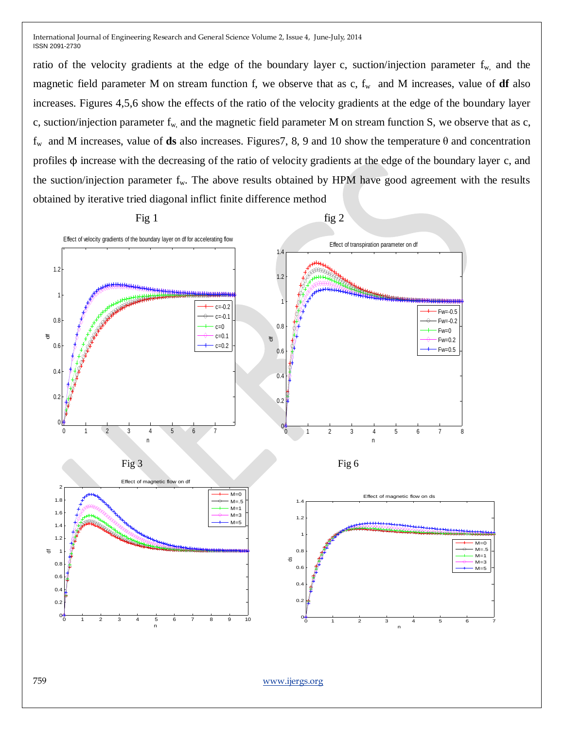ratio of the velocity gradients at the edge of the boundary layer c, suction/injection parameter $f_w$ and the magnetic field parameter M on stream function f, we observe that as c, $f_w$ and M increases, value of **df** also increases. Figures 4,5,6 show the effects of the ratio of the velocity gradients at the edge of the boundary layer c, suction/injection parameter $f_w$ and the magnetic field parameter M on stream function S, we observe that as c, $f_w$ and M increases, value of **ds** also increases. Figures7, 8, 9 and 10 show the temperature $\theta$ and concentration profiles $\phi$ increase with the decreasing of the ratio of velocity gradients at the edge of the boundary layer c, and the suction/injection parameter $f_w$. The above results obtained by HPM have good agreement with the results obtained by iterative tried diagonal inflict finite difference method

Fig 1

Effect of velocity gradients of the boundary layer on df for accelerating flow

fig 2

Effect of transpiration parameter on df

Fig 3

Effect of magnetic flow on df

Fig 6

Effect of magnetic flow on ds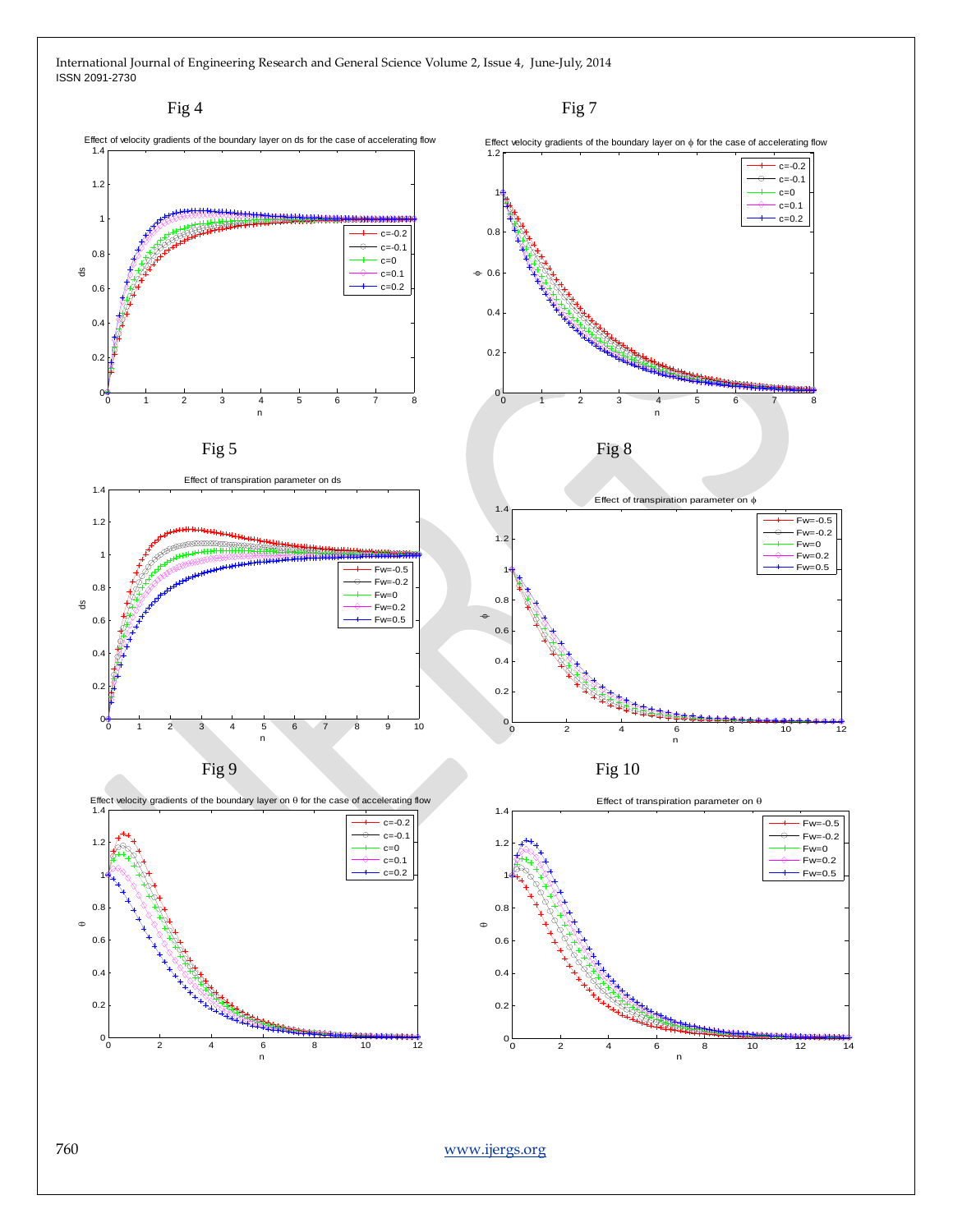Fig 4

Effect of velocity gradients of the boundary layer on ds for the case of accelerating flow

Fig 7

Effect velocity gradients of the boundary layer on $\phi$ for the case of accelerating flow

Fig 5

Effect of transpiration parameter on ds

Fig 8

Effect of transpiration parameter on $\phi$

Fig 9

Effect velocity gradients of the boundary layer on $\theta$ for the case of accelerating flow

Fig 10

Effect of transpiration parameter on $\theta$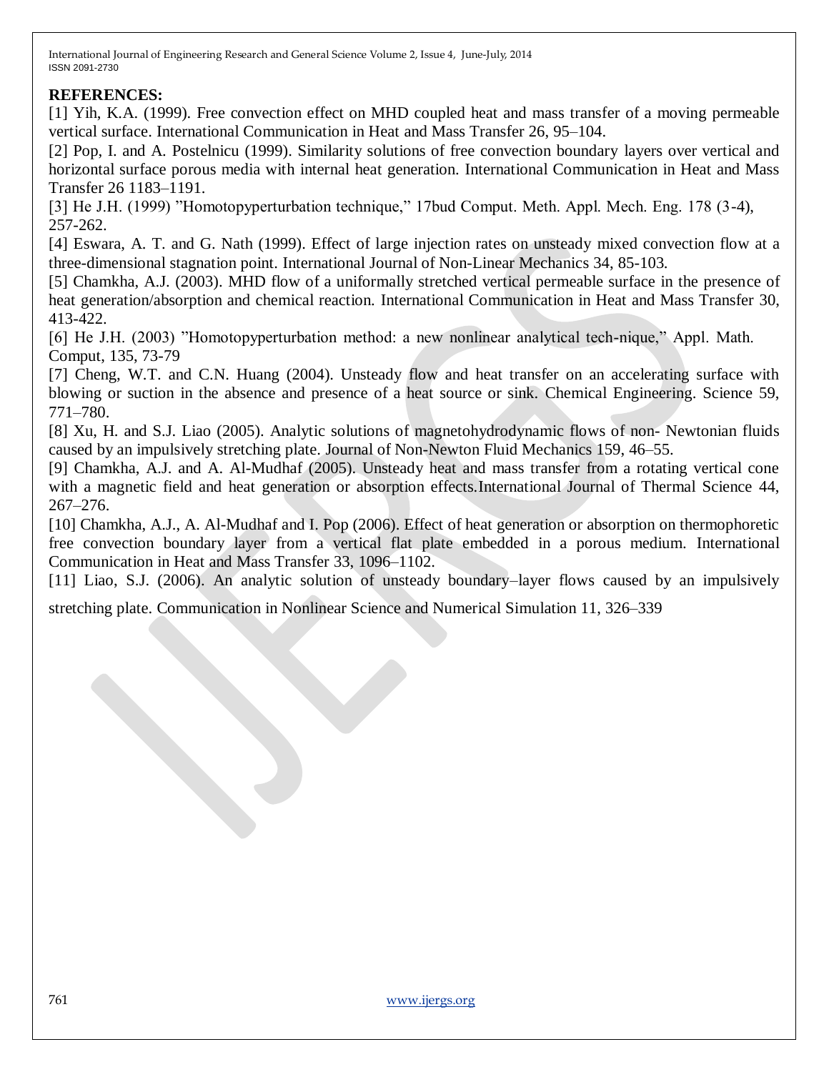**REFERENCES:**

[1] Yih, K.A. (1999). Free convection effect on MHD coupled heat and mass transfer of a moving permeable vertical surface. International Communication in Heat and Mass Transfer 26, 95–104.

[2] Pop, I. and A. Postelnicu (1999). Similarity solutions of free convection boundary layers over vertical and horizontal surface porous media with internal heat generation. International Communication in Heat and Mass Transfer 26 1183–1191.

[3] He J.H. (1999) "Homotopyperturbation technique," 17bud Comput. Meth. Appl. Mech. Eng. 178 (3-4), 257-262.

[4] Eswara, A. T. and G. Nath (1999). Effect of large injection rates on unsteady mixed convection flow at a three-dimensional stagnation point. International Journal of Non-Linear Mechanics 34, 85-103.

[5] Chamkha, A.J. (2003). MHD flow of a uniformally stretched vertical permeable surface in the presence of heat generation/absorption and chemical reaction. International Communication in Heat and Mass Transfer 30, 413-422.

[6] He J.H. (2003) "Homotopyperturbation method: a new nonlinear analytical tech-nique," Appl. Math. Comput, 135, 73-79

[7] Cheng, W.T. and C.N. Huang (2004). Unsteady flow and heat transfer on an accelerating surface with blowing or suction in the absence and presence of a heat source or sink. Chemical Engineering. Science 59, 771–780.

[8] Xu, H. and S.J. Liao (2005). Analytic solutions of magnetohydrodynamic flows of non- Newtonian fluids caused by an impulsively stretching plate. Journal of Non-Newton Fluid Mechanics 159, 46–55.

[9] Chamkha, A.J. and A. Al-Mudhaf (2005). Unsteady heat and mass transfer from a rotating vertical cone with a magnetic field and heat generation or absorption effects.International Journal of Thermal Science 44, 267–276.

[10] Chamkha, A.J., A. Al-Mudhaf and I. Pop (2006). Effect of heat generation or absorption on thermophoretic free convection boundary layer from a vertical flat plate embedded in a porous medium. International Communication in Heat and Mass Transfer 33, 1096–1102.

[11] Liao, S.J. (2006). An analytic solution of unsteady boundary–layer flows caused by an impulsively stretching plate. Communication in Nonlinear Science and Numerical Simulation 11, 326–339